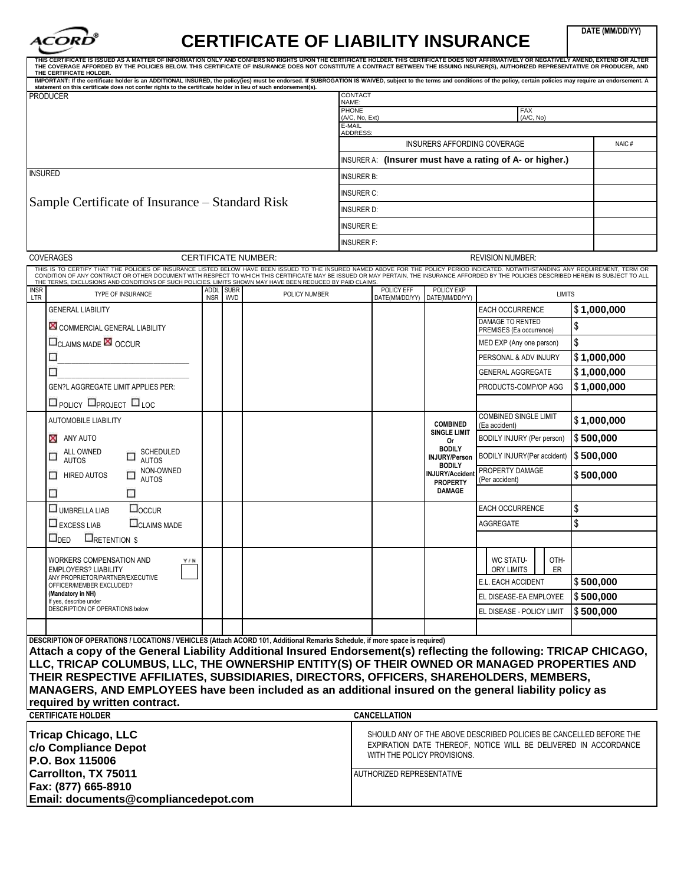ACORD®

# CERTIFICATE OF LIABILITY INSURANCE

DATE (MM/DD/YY)

THIS CERTIFICATE IS ISSUED AS A MATTER OF INFORMATION ONLY AND CONFERS NO RIGHTS UPON THE CERTIFICATE HOLDER. THIS CERTIFICATE DOES NOT AFFIRMATIVELY OR NEGATIVELY AMEND, EXTEND OR ALTER THE COVERAGE AFFORDED BY THE POLICIES BELOW. THIS CERTIFICATE OF INSURANCE DOES NOT CONSTITUTE A CONTRACT BETWEEN THE ISSUING INSURER(S), AUTHORIZED REPRESENTATIVE OR PRODUCER, AND THE CERTIFICATE HOLDER.

IMPORTANT: If the certificate holder is an ADDITIONAL INSURED, the policy(ies) must be endorsed. If SUBROGATION IS WAIVED, subject to the terms and conditions of the policy, certain policies may require an endorsement. A statement on this certificate does not confer rights to the certificate holder in lieu of such endorsement(s).

| PRODUCER | CONTACT NAME: | | |
|---|---|---|---|
| | PHONE (A/C, No, Ext) | FAX (A/C, No) | |
| | E-MAIL ADDRESS: | | |
| | INSURERS AFFORDING COVERAGE | | NAIC # |
| | INSURER A: **(Insurer must have a rating of A- or higher.)** | | |
| INSURED | INSURER B: | | |
| Sample Certificate of Insurance – Standard Risk | INSURER C: | | |
| | INSURER D: | | |
| | INSURER E: | | |
| | INSURER F: | | |

COVERAGES CERTIFICATE NUMBER: REVISION NUMBER:

THIS IS TO CERTIFY THAT THE POLICIES OF INSURANCE LISTED BELOW HAVE BEEN ISSUED TO THE INSURED NAMED ABOVE FOR THE POLICY PERIOD INDICATED. NOTWITHSTANDING ANY REQUIREMENT, TERM OR CONDITION OF ANY CONTRACT OR OTHER DOCUMENT WITH RESPECT TO WHICH THIS CERTIFICATE MAY BE ISSUED OR MAY PERTAIN, THE INSURANCE AFFORDED BY THE POLICIES DESCRIBED HEREIN IS SUBJECT TO ALL THE TERMS, EXCLUSIONS AND CONDITIONS OF SUCH POLICIES. LIMITS SHOWN MAY HAVE BEEN REDUCED BY PAID CLAIMS.

| INSR LTR | TYPE OF INSURANCE | ADDL INSR | SUBR WVD | POLICY NUMBER | POLICY EFF DATE(MM/DD/YY) | POLICY EXP DATE(MM/DD/YY) | LIMITS | |
|---|---|---|---|---|---|---|---|---|
| | GENERAL LIABILITY | | | | | | EACH OCCURRENCE | $ **1,000,000** |
| | ☒ COMMERCIAL GENERAL LIABILITY | | | | | | DAMAGE TO RENTED PREMISES (Ea occurrence) | $ |
| | ☐ CLAIMS MADE ☒ OCCUR | | | | | | MED EXP (Any one person) | $ |
| | ☐ | | | | | | PERSONAL & ADV INJURY | $ **1,000,000** |
| | ☐ | | | | | | GENERAL AGGREGATE | $ **1,000,000** |
| | GEN?L AGGREGATE LIMIT APPLIES PER: | | | | | | PRODUCTS-COMP/OP AGG | $ **1,000,000** |
| | ☐ POLICY ☐ PROJECT ☐ LOC | | | | | | | |
| | AUTOMOBILE LIABILITY | | | | | COMBINED SINGLE LIMIT Or BODILY INJURY/Person BODILY INJURY/Accident PROPERTY DAMAGE | COMBINED SINGLE LIMIT (Ea accident) | $ **1,000,000** |
| | ☒ ANY AUTO | | | | | | BODILY INJURY (Per person) | $ **500,000** |
| | ☐ ALL OWNED AUTOS ☐ SCHEDULED AUTOS | | | | | | BODILY INJURY(Per accident) | $ **500,000** |
| | ☐ HIRED AUTOS ☐ NON-OWNED AUTOS | | | | | | PROPERTY DAMAGE (Per accident) | $ **500,000** |
| | ☐ ☐ | | | | | | | |
| | ☐ UMBRELLA LIAB ☐ OCCUR | | | | | | EACH OCCURRENCE | $ |
| | ☐ EXCESS LIAB ☐ CLAIMS MADE | | | | | | AGGREGATE | $ |
| | ☐ DED ☐ RETENTION $ | | | | | | | |
| | WORKERS COMPENSATION AND EMPLOYERS? LIABILITY Y/N ANY PROPRIETOR/PARTNER/EXECUTIVE OFFICER/MEMBER EXCLUDED? (Mandatory in NH) If yes, describe under DESCRIPTION OF OPERATIONS below | | | | | | WC STATU-ORY LIMITS / OTH-ER | |
| | | | | | | | E.L. EACH ACCIDENT | $ **500,000** |
| | | | | | | | EL DISEASE-EA EMPLOYEE | $ **500,000** |
| | | | | | | | EL DISEASE - POLICY LIMIT | $ **500,000** |
| | | | | | | | | |

**DESCRIPTION OF OPERATIONS / LOCATIONS / VEHICLES (Attach ACORD 101, Additional Remarks Schedule, if more space is required)**

**Attach a copy of the General Liability Additional Insured Endorsement(s) reflecting the following: TRICAP CHICAGO, LLC, TRICAP COLUMBUS, LLC, THE OWNERSHIP ENTITY(S) OF THEIR OWNED OR MANAGED PROPERTIES AND THEIR RESPECTIVE AFFILIATES, SUBSIDIARIES, DIRECTORS, OFFICERS, SHAREHOLDERS, MEMBERS, MANAGERS, AND EMPLOYEES have been included as an additional insured on the general liability policy as required by written contract.**

| CERTIFICATE HOLDER | CANCELLATION |
|---|---|
| **Tricap Chicago, LLC**<br>**c/o Compliance Depot**<br>**P.O. Box 115006**<br>**Carrollton, TX 75011**<br>**Fax: (877) 665-8910**<br>**Email: documents@compliancedepot.com** | SHOULD ANY OF THE ABOVE DESCRIBED POLICIES BE CANCELLED BEFORE THE EXPIRATION DATE THEREOF, NOTICE WILL BE DELIVERED IN ACCORDANCE WITH THE POLICY PROVISIONS.<br><br>AUTHORIZED REPRESENTATIVE |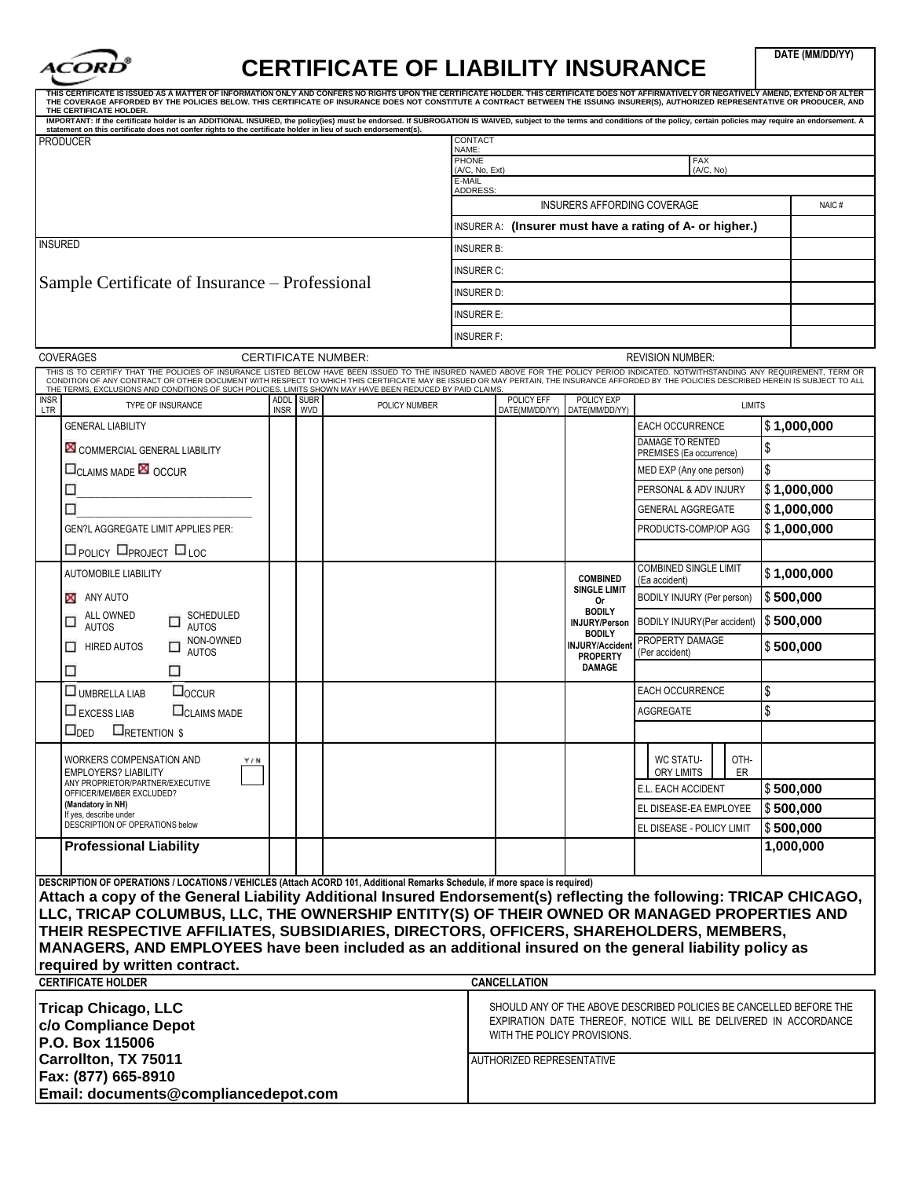ACORD®

# CERTIFICATE OF LIABILITY INSURANCE

DATE (MM/DD/YY)

THIS CERTIFICATE IS ISSUED AS A MATTER OF INFORMATION ONLY AND CONFERS NO RIGHTS UPON THE CERTIFICATE HOLDER. THIS CERTIFICATE DOES NOT AFFIRMATIVELY OR NEGATIVELY AMEND, EXTEND OR ALTER THE COVERAGE AFFORDED BY THE POLICIES BELOW. THIS CERTIFICATE OF INSURANCE DOES NOT CONSTITUTE A CONTRACT BETWEEN THE ISSUING INSURER(S), AUTHORIZED REPRESENTATIVE OR PRODUCER, AND THE CERTIFICATE HOLDER.

IMPORTANT: If the certificate holder is an ADDITIONAL INSURED, the policy(ies) must be endorsed. If SUBROGATION IS WAIVED, subject to the terms and conditions of the policy, certain policies may require an endorsement. A statement on this certificate does not confer rights to the certificate holder in lieu of such endorsement(s).

| PRODUCER | CONTACT NAME: | |
|---|---|---|
| | PHONE (A/C, No, Ext) | FAX (A/C, No) |
| | E-MAIL ADDRESS: | |
| | INSURERS AFFORDING COVERAGE | NAIC # |
| | INSURER A: **(Insurer must have a rating of A- or higher.)** | |
| INSURED | INSURER B: | |
| Sample Certificate of Insurance – Professional | INSURER C: | |
| | INSURER D: | |
| | INSURER E: | |
| | INSURER F: | |

COVERAGES　　CERTIFICATE NUMBER:　　REVISION NUMBER:

THIS IS TO CERTIFY THAT THE POLICIES OF INSURANCE LISTED BELOW HAVE BEEN ISSUED TO THE INSURED NAMED ABOVE FOR THE POLICY PERIOD INDICATED. NOTWITHSTANDING ANY REQUIREMENT, TERM OR CONDITION OF ANY CONTRACT OR OTHER DOCUMENT WITH RESPECT TO WHICH THIS CERTIFICATE MAY BE ISSUED OR MAY PERTAIN, THE INSURANCE AFFORDED BY THE POLICIES DESCRIBED HEREIN IS SUBJECT TO ALL THE TERMS, EXCLUSIONS AND CONDITIONS OF SUCH POLICIES. LIMITS SHOWN MAY HAVE BEEN REDUCED BY PAID CLAIMS.

| INSR LTR | TYPE OF INSURANCE | ADDL INSR | SUBR WVD | POLICY NUMBER | POLICY EFF DATE(MM/DD/YY) | POLICY EXP DATE(MM/DD/YY) | LIMITS | |
|---|---|---|---|---|---|---|---|---|
| | GENERAL LIABILITY | | | | | | EACH OCCURRENCE | $ **1,000,000** |
| | ☒ COMMERCIAL GENERAL LIABILITY | | | | | | DAMAGE TO RENTED PREMISES (Ea occurrence) | $ |
| | ☐ CLAIMS MADE ☒ OCCUR | | | | | | MED EXP (Any one person) | $ |
| | ☐ | | | | | | PERSONAL & ADV INJURY | $ **1,000,000** |
| | ☐ | | | | | | GENERAL AGGREGATE | $ **1,000,000** |
| | GEN'L AGGREGATE LIMIT APPLIES PER: | | | | | | PRODUCTS-COMP/OP AGG | $ **1,000,000** |
| | ☐ POLICY ☐ PROJECT ☐ LOC | | | | | | | |
| | AUTOMOBILE LIABILITY | | | | | **COMBINED SINGLE LIMIT Or BODILY INJURY/Person BODILY INJURY/Accident PROPERTY DAMAGE** | COMBINED SINGLE LIMIT (Ea accident) | $ **1,000,000** |
| | ☒ ANY AUTO | | | | | | BODILY INJURY (Per person) | $ **500,000** |
| | ☐ ALL OWNED AUTOS ☐ SCHEDULED AUTOS | | | | | | BODILY INJURY(Per accident) | $ **500,000** |
| | ☐ HIRED AUTOS ☐ NON-OWNED AUTOS | | | | | | PROPERTY DAMAGE (Per accident) | $ **500,000** |
| | ☐ ☐ | | | | | | | |
| | ☐ UMBRELLA LIAB ☐ OCCUR | | | | | | EACH OCCURRENCE | $ |
| | ☐ EXCESS LIAB ☐ CLAIMS MADE | | | | | | AGGREGATE | $ |
| | ☐ DED ☐ RETENTION $ | | | | | | | |
| | WORKERS COMPENSATION AND EMPLOYERS' LIABILITY Y/N | | | | | | WC STATU-ORY LIMITS / OTH-ER | |
| | ANY PROPRIETOR/PARTNER/EXECUTIVE OFFICER/MEMBER EXCLUDED? ☐ | | | | | | E.L. EACH ACCIDENT | $ **500,000** |
| | (Mandatory in NH) If yes, describe under | | | | | | EL DISEASE-EA EMPLOYEE | $ **500,000** |
| | DESCRIPTION OF OPERATIONS below | | | | | | EL DISEASE - POLICY LIMIT | $ **500,000** |
| | **Professional Liability** | | | | | | | **1,000,000** |

DESCRIPTION OF OPERATIONS / LOCATIONS / VEHICLES (Attach ACORD 101, Additional Remarks Schedule, if more space is required)

**Attach a copy of the General Liability Additional Insured Endorsement(s) reflecting the following: TRICAP CHICAGO, LLC, TRICAP COLUMBUS, LLC, THE OWNERSHIP ENTITY(S) OF THEIR OWNED OR MANAGED PROPERTIES AND THEIR RESPECTIVE AFFILIATES, SUBSIDIARIES, DIRECTORS, OFFICERS, SHAREHOLDERS, MEMBERS, MANAGERS, AND EMPLOYEES have been included as an additional insured on the general liability policy as required by written contract.**

| CERTIFICATE HOLDER | CANCELLATION |
|---|---|
| **Tricap Chicago, LLC**<br>**c/o Compliance Depot**<br>**P.O. Box 115006**<br>**Carrollton, TX 75011**<br>**Fax: (877) 665-8910**<br>**Email: documents@compliancedepot.com** | SHOULD ANY OF THE ABOVE DESCRIBED POLICIES BE CANCELLED BEFORE THE EXPIRATION DATE THEREOF, NOTICE WILL BE DELIVERED IN ACCORDANCE WITH THE POLICY PROVISIONS.<br><br>AUTHORIZED REPRESENTATIVE |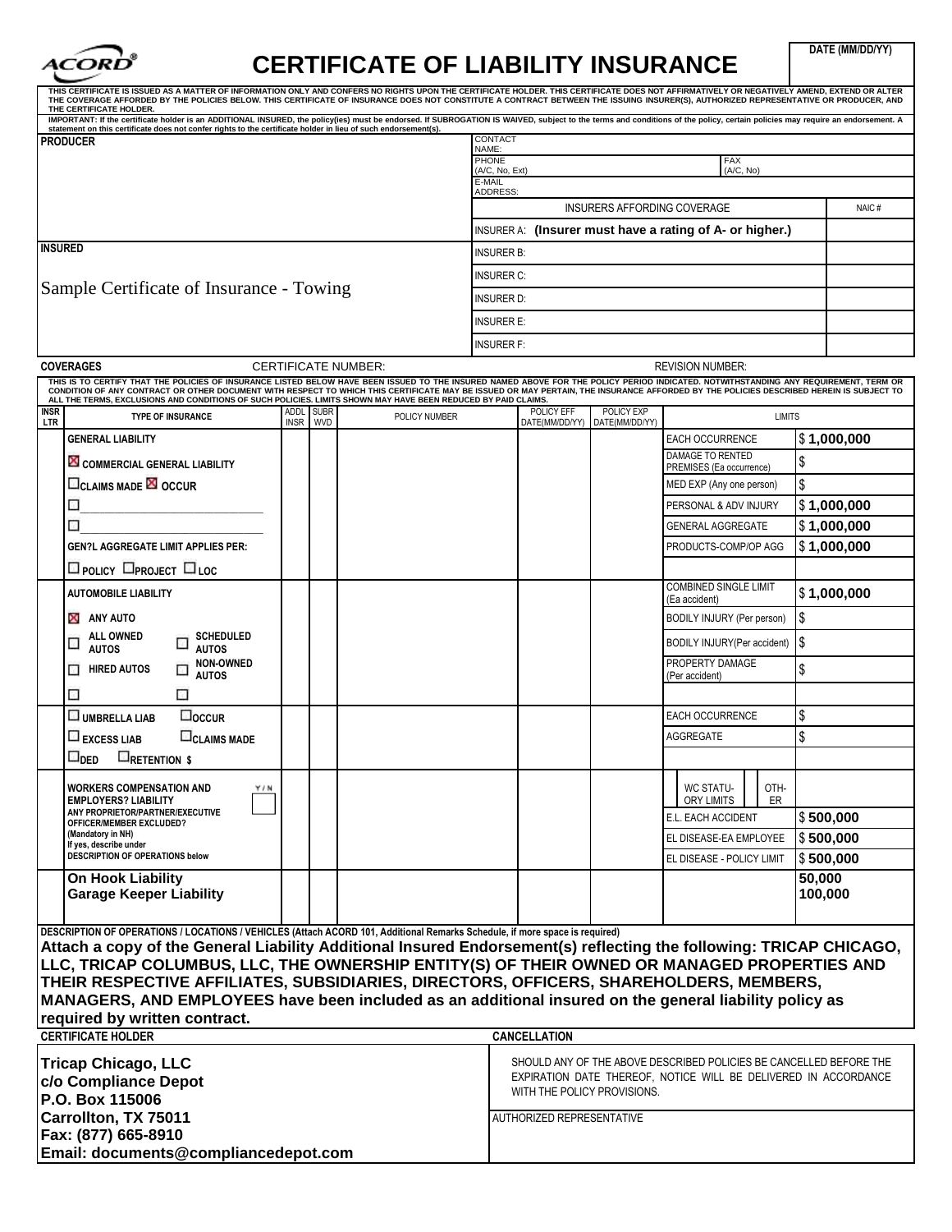ACORD®

# CERTIFICATE OF LIABILITY INSURANCE

DATE (MM/DD/YY)

THIS CERTIFICATE IS ISSUED AS A MATTER OF INFORMATION ONLY AND CONFERS NO RIGHTS UPON THE CERTIFICATE HOLDER. THIS CERTIFICATE DOES NOT AFFIRMATIVELY OR NEGATIVELY AMEND, EXTEND OR ALTER THE COVERAGE AFFORDED BY THE POLICIES BELOW. THIS CERTIFICATE OF INSURANCE DOES NOT CONSTITUTE A CONTRACT BETWEEN THE ISSUING INSURER(S), AUTHORIZED REPRESENTATIVE OR PRODUCER, AND THE CERTIFICATE HOLDER.

IMPORTANT: If the certificate holder is an ADDITIONAL INSURED, the policy(ies) must be endorsed. If SUBROGATION IS WAIVED, subject to the terms and conditions of the policy, certain policies may require an endorsement. A statement on this certificate does not confer rights to the certificate holder in lieu of such endorsement(s).

| | | | |
|---|---|---|---|
| **PRODUCER** | CONTACT NAME: | | |
| | PHONE (A/C, No, Ext) | FAX (A/C, No) | |
| | E-MAIL ADDRESS: | | |
| | INSURERS AFFORDING COVERAGE | | NAIC # |
| | INSURER A: **(Insurer must have a rating of A- or higher.)** | | |
| **INSURED** | INSURER B: | | |
| Sample Certificate of Insurance - Towing | INSURER C: | | |
| | INSURER D: | | |
| | INSURER E: | | |
| | INSURER F: | | |

**COVERAGES** CERTIFICATE NUMBER: REVISION NUMBER:

THIS IS TO CERTIFY THAT THE POLICIES OF INSURANCE LISTED BELOW HAVE BEEN ISSUED TO THE INSURED NAMED ABOVE FOR THE POLICY PERIOD INDICATED. NOTWITHSTANDING ANY REQUIREMENT, TERM OR CONDITION OF ANY CONTRACT OR OTHER DOCUMENT WITH RESPECT TO WHICH THIS CERTIFICATE MAY BE ISSUED OR MAY PERTAIN, THE INSURANCE AFFORDED BY THE POLICIES DESCRIBED HEREIN IS SUBJECT TO ALL THE TERMS, EXCLUSIONS AND CONDITIONS OF SUCH POLICIES. LIMITS SHOWN MAY HAVE BEEN REDUCED BY PAID CLAIMS.

| INSR LTR | TYPE OF INSURANCE | ADDL INSR | SUBR WVD | POLICY NUMBER | POLICY EFF DATE(MM/DD/YY) | POLICY EXP DATE(MM/DD/YY) | LIMITS | |
|---|---|---|---|---|---|---|---|---|
| | **GENERAL LIABILITY** | | | | | | EACH OCCURRENCE | $ **1,000,000** |
| | ☒ **COMMERCIAL GENERAL LIABILITY** | | | | | | DAMAGE TO RENTED PREMISES (Ea occurrence) | $ |
| | ☐ **CLAIMS MADE** ☒ **OCCUR** | | | | | | MED EXP (Any one person) | $ |
| | ☐ | | | | | | PERSONAL & ADV INJURY | $ **1,000,000** |
| | ☐ | | | | | | GENERAL AGGREGATE | $ **1,000,000** |
| | **GEN'L AGGREGATE LIMIT APPLIES PER:** | | | | | | PRODUCTS-COMP/OP AGG | $ **1,000,000** |
| | ☐ **POLICY** ☐ **PROJECT** ☐ **LOC** | | | | | | | |
| | **AUTOMOBILE LIABILITY** | | | | | | COMBINED SINGLE LIMIT (Ea accident) | $ **1,000,000** |
| | ☒ **ANY AUTO** | | | | | | BODILY INJURY (Per person) | $ |
| | ☐ **ALL OWNED AUTOS** ☐ **SCHEDULED AUTOS** | | | | | | BODILY INJURY(Per accident) | $ |
| | ☐ **HIRED AUTOS** ☐ **NON-OWNED AUTOS** | | | | | | PROPERTY DAMAGE (Per accident) | $ |
| | ☐ ☐ | | | | | | | |
| | ☐ **UMBRELLA LIAB** ☐ **OCCUR** | | | | | | EACH OCCURRENCE | $ |
| | ☐ **EXCESS LIAB** ☐ **CLAIMS MADE** | | | | | | AGGREGATE | $ |
| | ☐ **DED** ☐ **RETENTION $** | | | | | | | |
| | **WORKERS COMPENSATION AND EMPLOYERS' LIABILITY** Y/N | | | | | | WC STATU-TORY LIMITS / OTH-ER | |
| | **ANY PROPRIETOR/PARTNER/EXECUTIVE OFFICER/MEMBER EXCLUDED? (Mandatory in NH)** ☐ | | | | | | E.L. EACH ACCIDENT | $ **500,000** |
| | **If yes, describe under DESCRIPTION OF OPERATIONS below** | | | | | | EL DISEASE-EA EMPLOYEE | $ **500,000** |
| | | | | | | | EL DISEASE - POLICY LIMIT | $ **500,000** |
| | **On Hook Liability** | | | | | | | **50,000** |
| | **Garage Keeper Liability** | | | | | | | **100,000** |

**DESCRIPTION OF OPERATIONS / LOCATIONS / VEHICLES (Attach ACORD 101, Additional Remarks Schedule, if more space is required)**

**Attach a copy of the General Liability Additional Insured Endorsement(s) reflecting the following: TRICAP CHICAGO, LLC, TRICAP COLUMBUS, LLC, THE OWNERSHIP ENTITY(S) OF THEIR OWNED OR MANAGED PROPERTIES AND THEIR RESPECTIVE AFFILIATES, SUBSIDIARIES, DIRECTORS, OFFICERS, SHAREHOLDERS, MEMBERS, MANAGERS, AND EMPLOYEES have been included as an additional insured on the general liability policy as required by written contract.**

| **CERTIFICATE HOLDER** | **CANCELLATION** |
|---|---|
| **Tricap Chicago, LLC**<br>**c/o Compliance Depot**<br>**P.O. Box 115006**<br>**Carrollton, TX 75011**<br>**Fax: (877) 665-8910**<br>**Email: documents@compliancedepot.com** | SHOULD ANY OF THE ABOVE DESCRIBED POLICIES BE CANCELLED BEFORE THE EXPIRATION DATE THEREOF, NOTICE WILL BE DELIVERED IN ACCORDANCE WITH THE POLICY PROVISIONS.<br><br>AUTHORIZED REPRESENTATIVE |